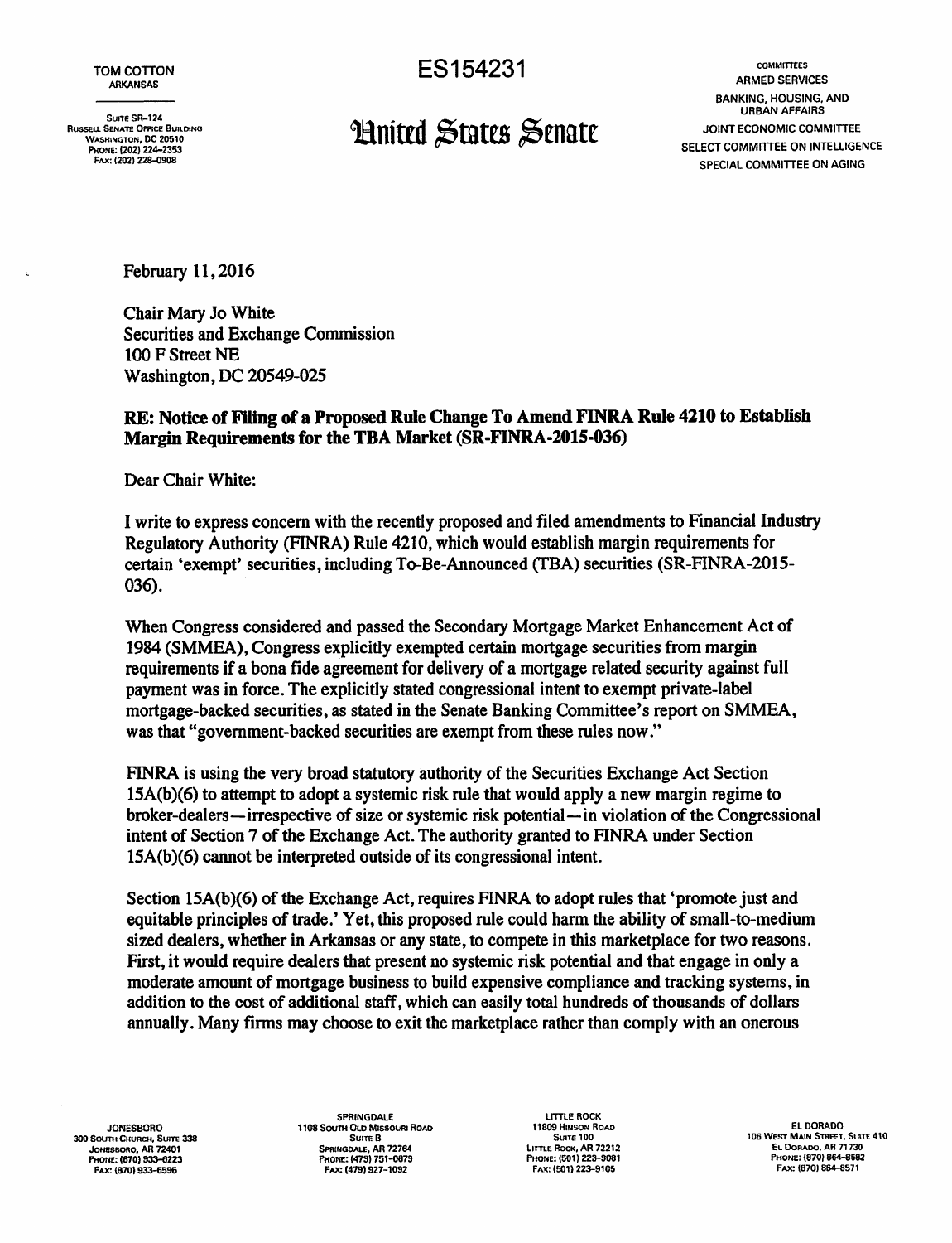TOM COTTON
ARKANSAS

SUITE SR-124
RUSSELL SENATE OFFICE BUILDING
WASHINGTON, DC 20510
PHONE: (202) 224-2353
FAX: (202) 228-0908

ES154231

# United States Senate

COMMITTEES
ARMED SERVICES
BANKING, HOUSING, AND URBAN AFFAIRS
JOINT ECONOMIC COMMITTEE
SELECT COMMITTEE ON INTELLIGENCE
SPECIAL COMMITTEE ON AGING

February 11, 2016

Chair Mary Jo White
Securities and Exchange Commission
100 F Street NE
Washington, DC 20549-025

**RE: Notice of Filing of a Proposed Rule Change To Amend FINRA Rule 4210 to Establish Margin Requirements for the TBA Market (SR-FINRA-2015-036)**

Dear Chair White:

I write to express concern with the recently proposed and filed amendments to Financial Industry Regulatory Authority (FINRA) Rule 4210, which would establish margin requirements for certain 'exempt' securities, including To-Be-Announced (TBA) securities (SR-FINRA-2015-036).

When Congress considered and passed the Secondary Mortgage Market Enhancement Act of 1984 (SMMEA), Congress explicitly exempted certain mortgage securities from margin requirements if a bona fide agreement for delivery of a mortgage related security against full payment was in force. The explicitly stated congressional intent to exempt private-label mortgage-backed securities, as stated in the Senate Banking Committee's report on SMMEA, was that "government-backed securities are exempt from these rules now."

FINRA is using the very broad statutory authority of the Securities Exchange Act Section 15A(b)(6) to attempt to adopt a systemic risk rule that would apply a new margin regime to broker-dealers—irrespective of size or systemic risk potential—in violation of the Congressional intent of Section 7 of the Exchange Act. The authority granted to FINRA under Section 15A(b)(6) cannot be interpreted outside of its congressional intent.

Section 15A(b)(6) of the Exchange Act, requires FINRA to adopt rules that 'promote just and equitable principles of trade.' Yet, this proposed rule could harm the ability of small-to-medium sized dealers, whether in Arkansas or any state, to compete in this marketplace for two reasons. First, it would require dealers that present no systemic risk potential and that engage in only a moderate amount of mortgage business to build expensive compliance and tracking systems, in addition to the cost of additional staff, which can easily total hundreds of thousands of dollars annually. Many firms may choose to exit the marketplace rather than comply with an onerous

JONESBORO
300 SOUTH CHURCH, SUITE 338
JONESBORO, AR 72401
PHONE: (870) 933-6223
FAX: (870) 933-6596

SPRINGDALE
1108 SOUTH OLD MISSOURI ROAD
SUITE B
SPRINGDALE, AR 72764
PHONE: (479) 751-0879
FAX: (479) 927-1092

LITTLE ROCK
11809 HINSON ROAD
SUITE 100
LITTLE ROCK, AR 72212
PHONE: (501) 223-9081
FAX: (501) 223-9105

EL DORADO
106 WEST MAIN STREET, SUITE 410
EL DORADO, AR 71730
PHONE: (870) 864-8582
FAX: (870) 864-8571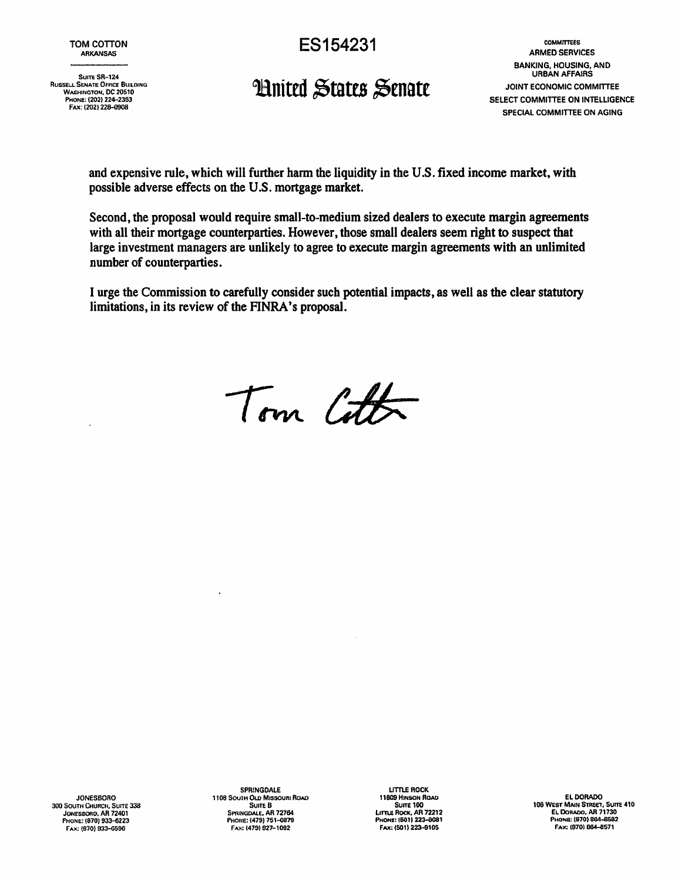ES154231

and expensive rule, which will further harm the liquidity in the U.S. fixed income market, with possible adverse effects on the U.S. mortgage market.

Second, the proposal would require small-to-medium sized dealers to execute margin agreements with all their mortgage counterparties. However, those small dealers seem right to suspect that large investment managers are unlikely to agree to execute margin agreements with an unlimited number of counterparties.

I urge the Commission to carefully consider such potential impacts, as well as the clear statutory limitations, in its review of the FINRA's proposal.

Tom Cotton